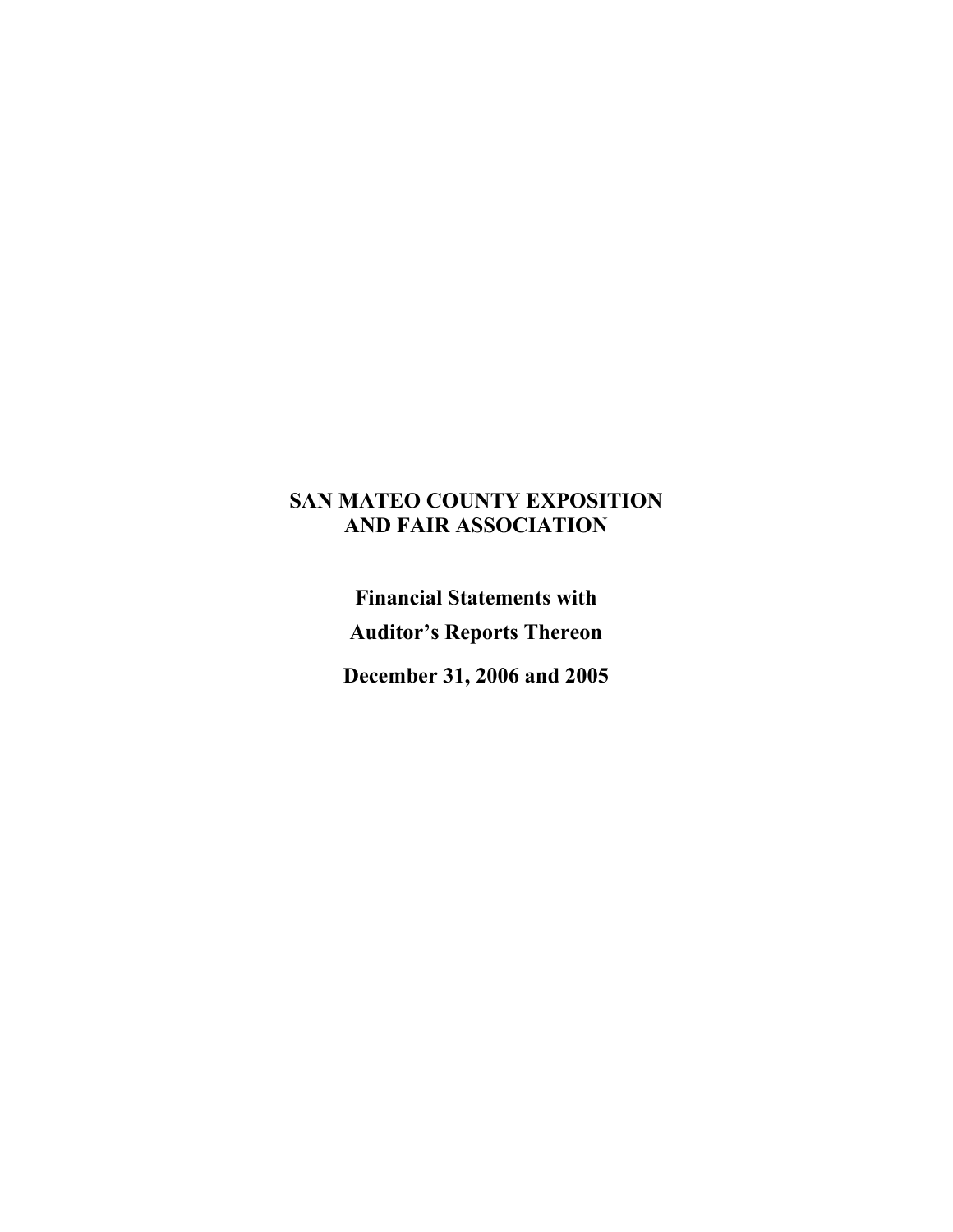# SAN MATEO COUNTY EXPOSITION AND FAIR ASSOCIATION

**Financial Statements with**

**Auditor's Reports Thereon**

**December 31, 2006 and 2005**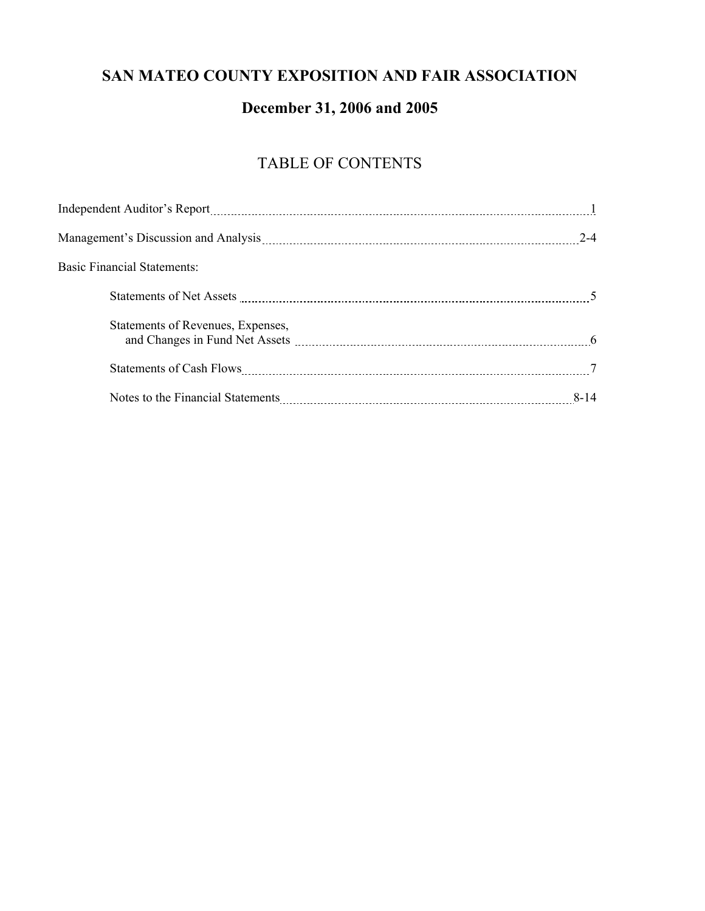# SAN MATEO COUNTY EXPOSITION AND FAIR ASSOCIATION

## December 31, 2006 and 2005

## TABLE OF CONTENTS

| | |
|---|---|
| Independent Auditor's Report | 1 |
| Management's Discussion and Analysis | 2-4 |
| Basic Financial Statements: | |
| Statements of Net Assets | 5 |
| Statements of Revenues, Expenses, and Changes in Fund Net Assets | 6 |
| Statements of Cash Flows | 7 |
| Notes to the Financial Statements | 8-14 |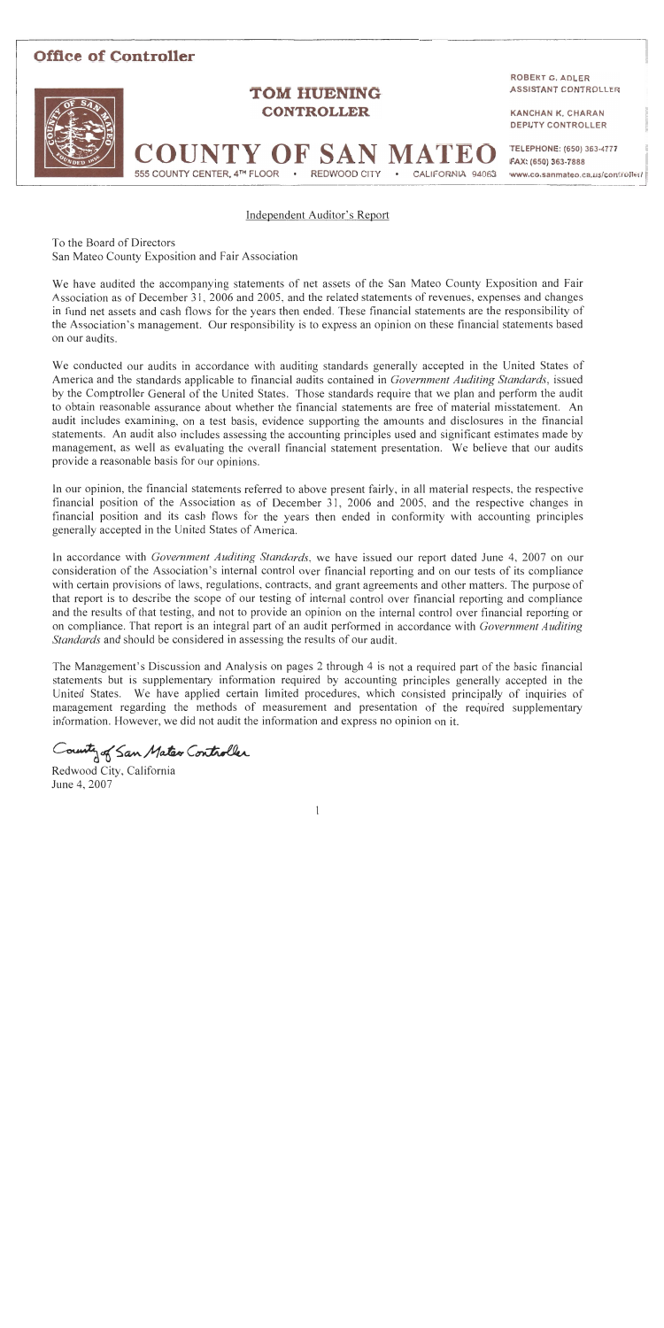# Office of Controller

**TOM HUENING**
**CONTROLLER**

**COUNTY OF SAN MATEO**
555 COUNTY CENTER, 4TH FLOOR • REDWOOD CITY • CALIFORNIA 94063

ROBERT G. ADLER
ASSISTANT CONTROLLER

KANCHAN K. CHARAN
DEPUTY CONTROLLER

TELEPHONE: (650) 363-4777
FAX: (650) 363-7888
www.co.sanmateo.ca.us/controller

## Independent Auditor's Report

To the Board of Directors
San Mateo County Exposition and Fair Association

We have audited the accompanying statements of net assets of the San Mateo County Exposition and Fair Association as of December 31, 2006 and 2005, and the related statements of revenues, expenses and changes in fund net assets and cash flows for the years then ended. These financial statements are the responsibility of the Association's management. Our responsibility is to express an opinion on these financial statements based on our audits.

We conducted our audits in accordance with auditing standards generally accepted in the United States of America and the standards applicable to financial audits contained in *Government Auditing Standards*, issued by the Comptroller General of the United States. Those standards require that we plan and perform the audit to obtain reasonable assurance about whether the financial statements are free of material misstatement. An audit includes examining, on a test basis, evidence supporting the amounts and disclosures in the financial statements. An audit also includes assessing the accounting principles used and significant estimates made by management, as well as evaluating the overall financial statement presentation. We believe that our audits provide a reasonable basis for our opinions.

In our opinion, the financial statements referred to above present fairly, in all material respects, the respective financial position of the Association as of December 31, 2006 and 2005, and the respective changes in financial position and its cash flows for the years then ended in conformity with accounting principles generally accepted in the United States of America.

In accordance with *Government Auditing Standards*, we have issued our report dated June 4, 2007 on our consideration of the Association's internal control over financial reporting and on our tests of its compliance with certain provisions of laws, regulations, contracts, and grant agreements and other matters. The purpose of that report is to describe the scope of our testing of internal control over financial reporting and compliance and the results of that testing, and not to provide an opinion on the internal control over financial reporting or on compliance. That report is an integral part of an audit performed in accordance with *Government Auditing Standards* and should be considered in assessing the results of our audit.

The Management's Discussion and Analysis on pages 2 through 4 is not a required part of the basic financial statements but is supplementary information required by accounting principles generally accepted in the United States. We have applied certain limited procedures, which consisted principally of inquiries of management regarding the methods of measurement and presentation of the required supplementary information. However, we did not audit the information and express no opinion on it.

County of San Mateo Controller

Redwood City, California
June 4, 2007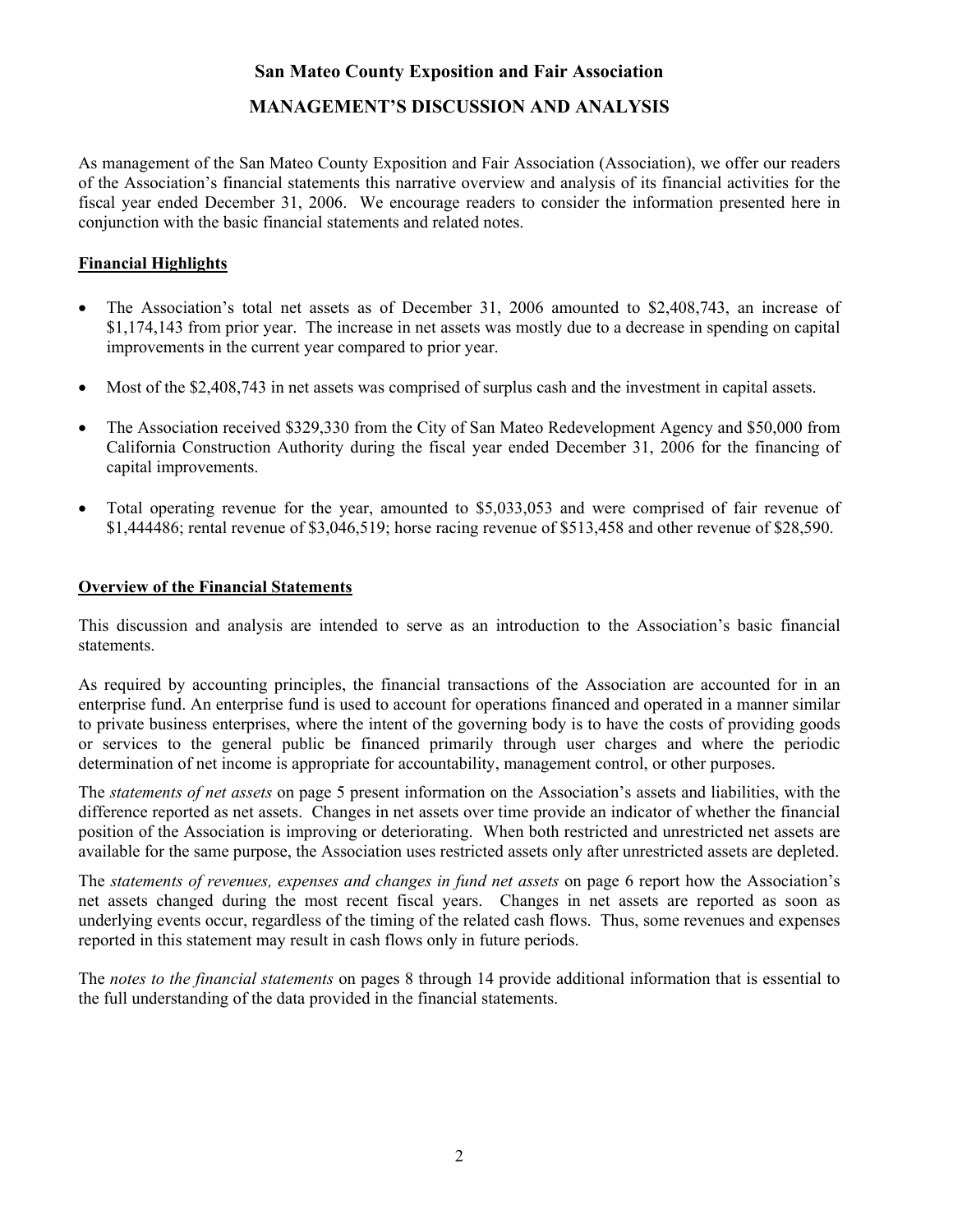# San Mateo County Exposition and Fair Association

## MANAGEMENT'S DISCUSSION AND ANALYSIS

As management of the San Mateo County Exposition and Fair Association (Association), we offer our readers of the Association's financial statements this narrative overview and analysis of its financial activities for the fiscal year ended December 31, 2006. We encourage readers to consider the information presented here in conjunction with the basic financial statements and related notes.

### Financial Highlights

- The Association's total net assets as of December 31, 2006 amounted to $2,408,743, an increase of $1,174,143 from prior year. The increase in net assets was mostly due to a decrease in spending on capital improvements in the current year compared to prior year.
- Most of the $2,408,743 in net assets was comprised of surplus cash and the investment in capital assets.
- The Association received $329,330 from the City of San Mateo Redevelopment Agency and $50,000 from California Construction Authority during the fiscal year ended December 31, 2006 for the financing of capital improvements.
- Total operating revenue for the year, amounted to $5,033,053 and were comprised of fair revenue of $1,444486; rental revenue of $3,046,519; horse racing revenue of $513,458 and other revenue of $28,590.

### Overview of the Financial Statements

This discussion and analysis are intended to serve as an introduction to the Association's basic financial statements.

As required by accounting principles, the financial transactions of the Association are accounted for in an enterprise fund. An enterprise fund is used to account for operations financed and operated in a manner similar to private business enterprises, where the intent of the governing body is to have the costs of providing goods or services to the general public be financed primarily through user charges and where the periodic determination of net income is appropriate for accountability, management control, or other purposes.

The *statements of net assets* on page 5 present information on the Association's assets and liabilities, with the difference reported as net assets. Changes in net assets over time provide an indicator of whether the financial position of the Association is improving or deteriorating. When both restricted and unrestricted net assets are available for the same purpose, the Association uses restricted assets only after unrestricted assets are depleted.

The *statements of revenues, expenses and changes in fund net assets* on page 6 report how the Association's net assets changed during the most recent fiscal years. Changes in net assets are reported as soon as underlying events occur, regardless of the timing of the related cash flows. Thus, some revenues and expenses reported in this statement may result in cash flows only in future periods.

The *notes to the financial statements* on pages 8 through 14 provide additional information that is essential to the full understanding of the data provided in the financial statements.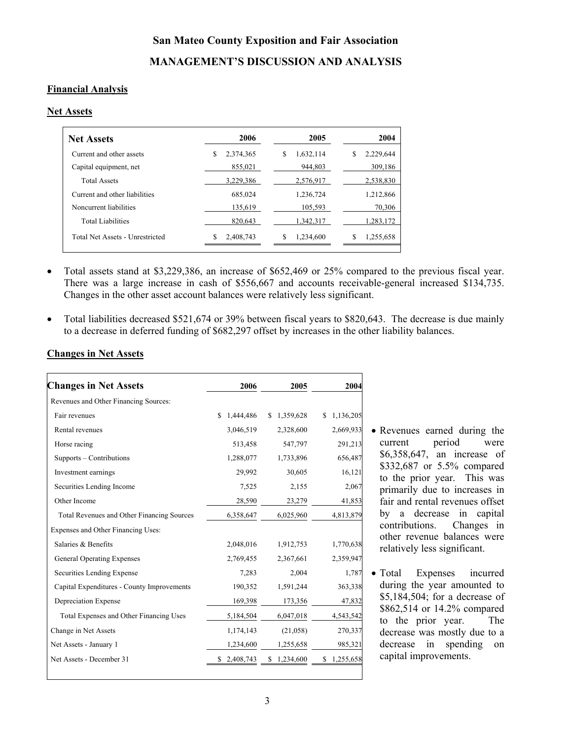# San Mateo County Exposition and Fair Association

## MANAGEMENT'S DISCUSSION AND ANALYSIS

### Financial Analysis

### Net Assets

| Net Assets | 2006 | 2005 | 2004 |
|---|---|---|---|
| Current and other assets | $ 2,374,365 | $ 1,632,114 | $ 2,229,644 |
| Capital equipment, net | 855,021 | 944,803 | 309,186 |
| Total Assets | 3,229,386 | 2,576,917 | 2,538,830 |
| Current and other liabilities | 685,024 | 1,236,724 | 1,212,866 |
| Noncurrent liabilities | 135,619 | 105,593 | 70,306 |
| Total Liabilities | 820,643 | 1,342,317 | 1,283,172 |
| Total Net Assets - Unrestricted | $ 2,408,743 | $ 1,234,600 | $ 1,255,658 |

- Total assets stand at $3,229,386, an increase of $652,469 or 25% compared to the previous fiscal year. There was a large increase in cash of $556,667 and accounts receivable-general increased $134,735. Changes in the other asset account balances were relatively less significant.
- Total liabilities decreased $521,674 or 39% between fiscal years to $820,643. The decrease is due mainly to a decrease in deferred funding of $682,297 offset by increases in the other liability balances.

### Changes in Net Assets

| Changes in Net Assets | 2006 | 2005 | 2004 |
|---|---|---|---|
| Revenues and Other Financing Sources: | | | |
| Fair revenues | $ 1,444,486 | $ 1,359,628 | $ 1,136,205 |
| Rental revenues | 3,046,519 | 2,328,600 | 2,669,933 |
| Horse racing | 513,458 | 547,797 | 291,213 |
| Supports – Contributions | 1,288,077 | 1,733,896 | 656,487 |
| Investment earnings | 29,992 | 30,605 | 16,121 |
| Securities Lending Income | 7,525 | 2,155 | 2,067 |
| Other Income | 28,590 | 23,279 | 41,853 |
| Total Revenues and Other Financing Sources | 6,358,647 | 6,025,960 | 4,813,879 |
| Expenses and Other Financing Uses: | | | |
| Salaries & Benefits | 2,048,016 | 1,912,753 | 1,770,638 |
| General Operating Expenses | 2,769,455 | 2,367,661 | 2,359,947 |
| Securities Lending Expense | 7,283 | 2,004 | 1,787 |
| Capital Expenditures - County Improvements | 190,352 | 1,591,244 | 363,338 |
| Depreciation Expense | 169,398 | 173,356 | 47,832 |
| Total Expenses and Other Financing Uses | 5,184,504 | 6,047,018 | 4,543,542 |
| Change in Net Assets | 1,174,143 | (21,058) | 270,337 |
| Net Assets - January 1 | 1,234,600 | 1,255,658 | 985,321 |
| Net Assets - December 31 | $ 2,408,743 | $ 1,234,600 | $ 1,255,658 |

- Revenues earned during the current period were $6,358,647, an increase of $332,687 or 5.5% compared to the prior year. This was primarily due to increases in fair and rental revenues offset by a decrease in capital contributions. Changes in other revenue balances were relatively less significant.
- Total Expenses incurred during the year amounted to $5,184,504; for a decrease of $862,514 or 14.2% compared to the prior year. The decrease was mostly due to a decrease in spending on capital improvements.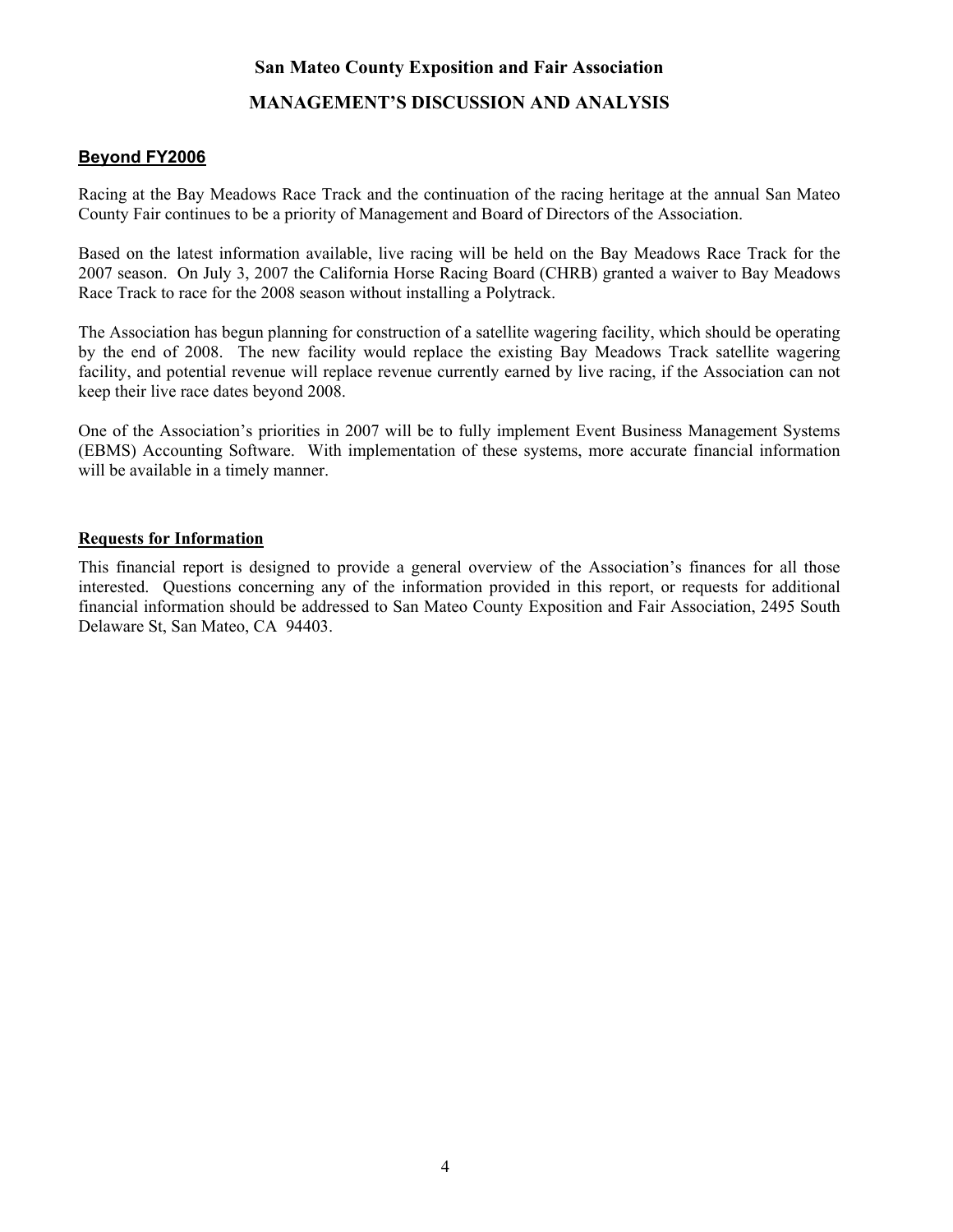# San Mateo County Exposition and Fair Association

## MANAGEMENT'S DISCUSSION AND ANALYSIS

### Beyond FY2006

Racing at the Bay Meadows Race Track and the continuation of the racing heritage at the annual San Mateo County Fair continues to be a priority of Management and Board of Directors of the Association.

Based on the latest information available, live racing will be held on the Bay Meadows Race Track for the 2007 season. On July 3, 2007 the California Horse Racing Board (CHRB) granted a waiver to Bay Meadows Race Track to race for the 2008 season without installing a Polytrack.

The Association has begun planning for construction of a satellite wagering facility, which should be operating by the end of 2008. The new facility would replace the existing Bay Meadows Track satellite wagering facility, and potential revenue will replace revenue currently earned by live racing, if the Association can not keep their live race dates beyond 2008.

One of the Association's priorities in 2007 will be to fully implement Event Business Management Systems (EBMS) Accounting Software. With implementation of these systems, more accurate financial information will be available in a timely manner.

### Requests for Information

This financial report is designed to provide a general overview of the Association's finances for all those interested. Questions concerning any of the information provided in this report, or requests for additional financial information should be addressed to San Mateo County Exposition and Fair Association, 2495 South Delaware St, San Mateo, CA 94403.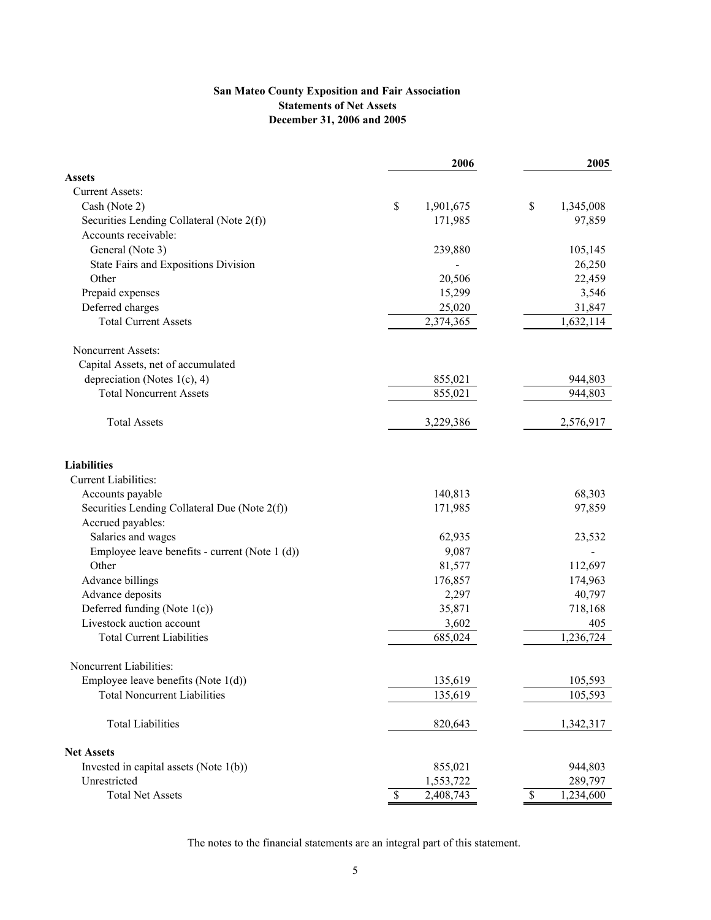# San Mateo County Exposition and Fair Association
## Statements of Net Assets
### December 31, 2006 and 2005

| | 2006 | 2005 |
|---|---|---|
| **Assets** | | |
| Current Assets: | | |
| Cash (Note 2) | $ 1,901,675 | $ 1,345,008 |
| Securities Lending Collateral (Note 2(f)) | 171,985 | 97,859 |
| Accounts receivable: | | |
| General (Note 3) | 239,880 | 105,145 |
| State Fairs and Expositions Division | - | 26,250 |
| Other | 20,506 | 22,459 |
| Prepaid expenses | 15,299 | 3,546 |
| Deferred charges | 25,020 | 31,847 |
| Total Current Assets | 2,374,365 | 1,632,114 |
| Noncurrent Assets: | | |
| Capital Assets, net of accumulated depreciation (Notes 1(c), 4) | 855,021 | 944,803 |
| Total Noncurrent Assets | 855,021 | 944,803 |
| Total Assets | 3,229,386 | 2,576,917 |
| **Liabilities** | | |
| Current Liabilities: | | |
| Accounts payable | 140,813 | 68,303 |
| Securities Lending Collateral Due (Note 2(f)) | 171,985 | 97,859 |
| Accrued payables: | | |
| Salaries and wages | 62,935 | 23,532 |
| Employee leave benefits - current (Note 1 (d)) | 9,087 | - |
| Other | 81,577 | 112,697 |
| Advance billings | 176,857 | 174,963 |
| Advance deposits | 2,297 | 40,797 |
| Deferred funding (Note 1(c)) | 35,871 | 718,168 |
| Livestock auction account | 3,602 | 405 |
| Total Current Liabilities | 685,024 | 1,236,724 |
| Noncurrent Liabilities: | | |
| Employee leave benefits (Note 1(d)) | 135,619 | 105,593 |
| Total Noncurrent Liabilities | 135,619 | 105,593 |
| Total Liabilities | 820,643 | 1,342,317 |
| **Net Assets** | | |
| Invested in capital assets (Note 1(b)) | 855,021 | 944,803 |
| Unrestricted | 1,553,722 | 289,797 |
| Total Net Assets | $ 2,408,743 | $ 1,234,600 |

The notes to the financial statements are an integral part of this statement.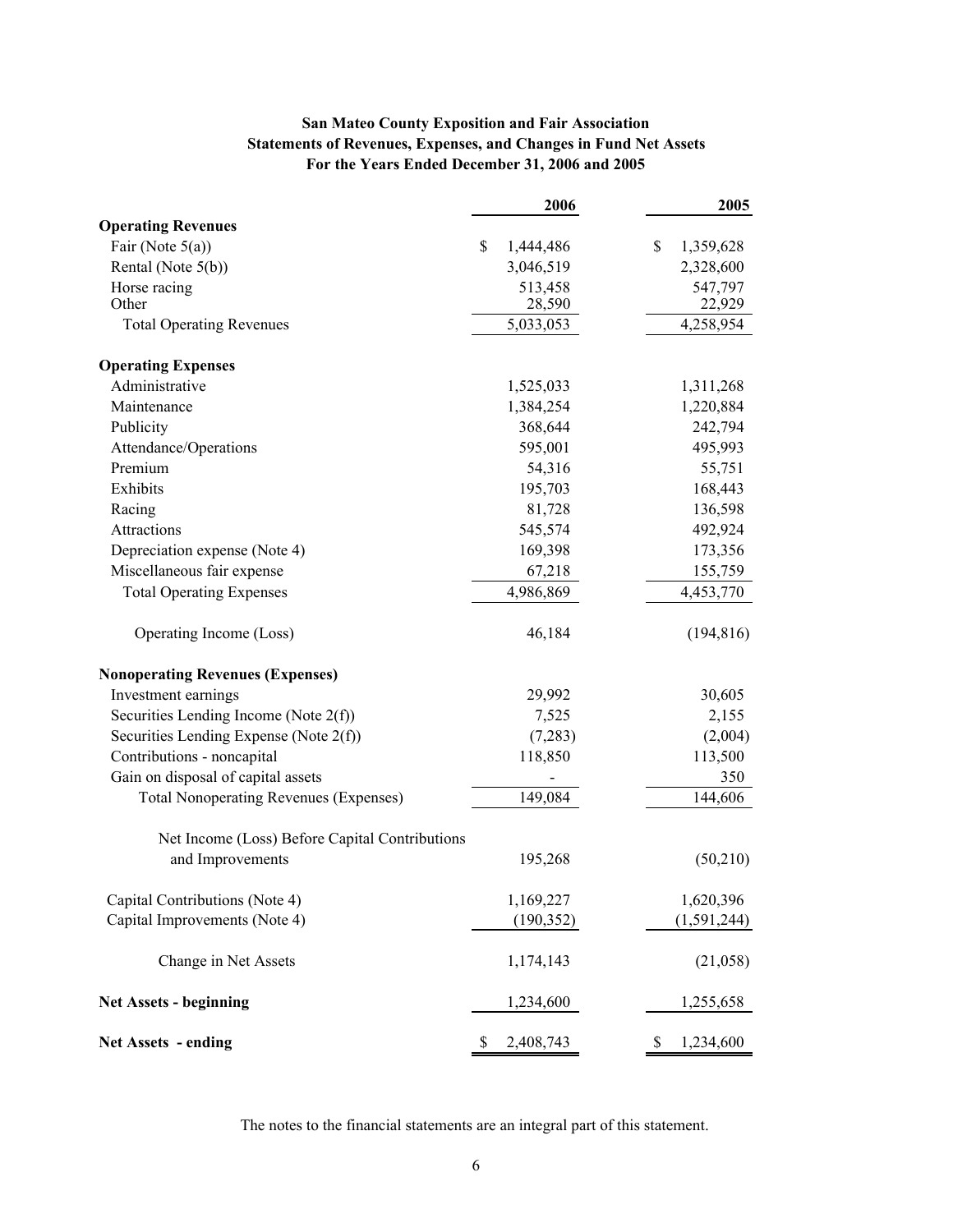# San Mateo County Exposition and Fair Association
## Statements of Revenues, Expenses, and Changes in Fund Net Assets
### For the Years Ended December 31, 2006 and 2005

| | 2006 | 2005 |
|---|---|---|
| **Operating Revenues** | | |
| Fair (Note 5(a)) | $ 1,444,486 | $ 1,359,628 |
| Rental (Note 5(b)) | 3,046,519 | 2,328,600 |
| Horse racing | 513,458 | 547,797 |
| Other | 28,590 | 22,929 |
| Total Operating Revenues | 5,033,053 | 4,258,954 |
| **Operating Expenses** | | |
| Administrative | 1,525,033 | 1,311,268 |
| Maintenance | 1,384,254 | 1,220,884 |
| Publicity | 368,644 | 242,794 |
| Attendance/Operations | 595,001 | 495,993 |
| Premium | 54,316 | 55,751 |
| Exhibits | 195,703 | 168,443 |
| Racing | 81,728 | 136,598 |
| Attractions | 545,574 | 492,924 |
| Depreciation expense (Note 4) | 169,398 | 173,356 |
| Miscellaneous fair expense | 67,218 | 155,759 |
| Total Operating Expenses | 4,986,869 | 4,453,770 |
| Operating Income (Loss) | 46,184 | (194,816) |
| **Nonoperating Revenues (Expenses)** | | |
| Investment earnings | 29,992 | 30,605 |
| Securities Lending Income (Note 2(f)) | 7,525 | 2,155 |
| Securities Lending Expense (Note 2(f)) | (7,283) | (2,004) |
| Contributions - noncapital | 118,850 | 113,500 |
| Gain on disposal of capital assets | - | 350 |
| Total Nonoperating Revenues (Expenses) | 149,084 | 144,606 |
| Net Income (Loss) Before Capital Contributions and Improvements | 195,268 | (50,210) |
| Capital Contributions (Note 4) | 1,169,227 | 1,620,396 |
| Capital Improvements (Note 4) | (190,352) | (1,591,244) |
| Change in Net Assets | 1,174,143 | (21,058) |
| **Net Assets - beginning** | 1,234,600 | 1,255,658 |
| **Net Assets - ending** | $ 2,408,743 | $ 1,234,600 |

The notes to the financial statements are an integral part of this statement.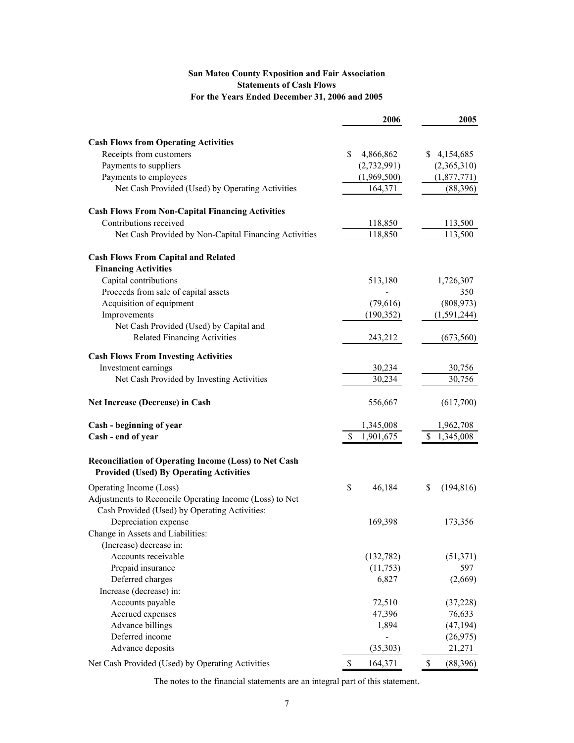**San Mateo County Exposition and Fair Association**
**Statements of Cash Flows**
**For the Years Ended December 31, 2006 and 2005**

| | 2006 | 2005 |
|---|---|---|
| **Cash Flows from Operating Activities** | | |
| Receipts from customers | $ 4,866,862 | $ 4,154,685 |
| Payments to suppliers | (2,732,991) | (2,365,310) |
| Payments to employees | (1,969,500) | (1,877,771) |
| Net Cash Provided (Used) by Operating Activities | 164,371 | (88,396) |
| **Cash Flows From Non-Capital Financing Activities** | | |
| Contributions received | 118,850 | 113,500 |
| Net Cash Provided by Non-Capital Financing Activities | 118,850 | 113,500 |
| **Cash Flows From Capital and Related Financing Activities** | | |
| Capital contributions | 513,180 | 1,726,307 |
| Proceeds from sale of capital assets | - | 350 |
| Acquisition of equipment | (79,616) | (808,973) |
| Improvements | (190,352) | (1,591,244) |
| Net Cash Provided (Used) by Capital and Related Financing Activities | 243,212 | (673,560) |
| **Cash Flows From Investing Activities** | | |
| Investment earnings | 30,234 | 30,756 |
| Net Cash Provided by Investing Activities | 30,234 | 30,756 |
| **Net Increase (Decrease) in Cash** | 556,667 | (617,700) |
| **Cash - beginning of year** | 1,345,008 | 1,962,708 |
| **Cash - end of year** | $ 1,901,675 | $ 1,345,008 |

**Reconciliation of Operating Income (Loss) to Net Cash Provided (Used) By Operating Activities**

| | 2006 | 2005 |
|---|---|---|
| Operating Income (Loss) | $ 46,184 | $ (194,816) |
| Adjustments to Reconcile Operating Income (Loss) to Net Cash Provided (Used) by Operating Activities: | | |
| Depreciation expense | 169,398 | 173,356 |
| Change in Assets and Liabilities: | | |
| (Increase) decrease in: | | |
| Accounts receivable | (132,782) | (51,371) |
| Prepaid insurance | (11,753) | 597 |
| Deferred charges | 6,827 | (2,669) |
| Increase (decrease) in: | | |
| Accounts payable | 72,510 | (37,228) |
| Accrued expenses | 47,396 | 76,633 |
| Advance billings | 1,894 | (47,194) |
| Deferred income | - | (26,975) |
| Advance deposits | (35,303) | 21,271 |
| Net Cash Provided (Used) by Operating Activities | $ 164,371 | $ (88,396) |

The notes to the financial statements are an integral part of this statement.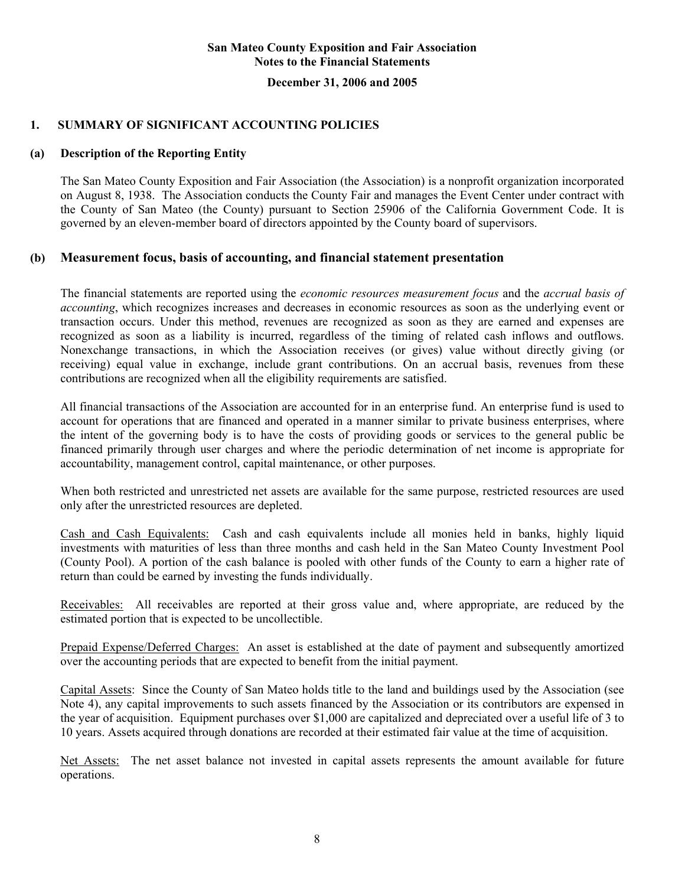**San Mateo County Exposition and Fair Association**
**Notes to the Financial Statements**
**December 31, 2006 and 2005**

## 1. SUMMARY OF SIGNIFICANT ACCOUNTING POLICIES

### (a) Description of the Reporting Entity

The San Mateo County Exposition and Fair Association (the Association) is a nonprofit organization incorporated on August 8, 1938. The Association conducts the County Fair and manages the Event Center under contract with the County of San Mateo (the County) pursuant to Section 25906 of the California Government Code. It is governed by an eleven-member board of directors appointed by the County board of supervisors.

### (b) Measurement focus, basis of accounting, and financial statement presentation

The financial statements are reported using the *economic resources measurement focus* and the *accrual basis of accounting*, which recognizes increases and decreases in economic resources as soon as the underlying event or transaction occurs. Under this method, revenues are recognized as soon as they are earned and expenses are recognized as soon as a liability is incurred, regardless of the timing of related cash inflows and outflows. Nonexchange transactions, in which the Association receives (or gives) value without directly giving (or receiving) equal value in exchange, include grant contributions. On an accrual basis, revenues from these contributions are recognized when all the eligibility requirements are satisfied.

All financial transactions of the Association are accounted for in an enterprise fund. An enterprise fund is used to account for operations that are financed and operated in a manner similar to private business enterprises, where the intent of the governing body is to have the costs of providing goods or services to the general public be financed primarily through user charges and where the periodic determination of net income is appropriate for accountability, management control, capital maintenance, or other purposes.

When both restricted and unrestricted net assets are available for the same purpose, restricted resources are used only after the unrestricted resources are depleted.

Cash and Cash Equivalents: Cash and cash equivalents include all monies held in banks, highly liquid investments with maturities of less than three months and cash held in the San Mateo County Investment Pool (County Pool). A portion of the cash balance is pooled with other funds of the County to earn a higher rate of return than could be earned by investing the funds individually.

Receivables: All receivables are reported at their gross value and, where appropriate, are reduced by the estimated portion that is expected to be uncollectible.

Prepaid Expense/Deferred Charges: An asset is established at the date of payment and subsequently amortized over the accounting periods that are expected to benefit from the initial payment.

Capital Assets: Since the County of San Mateo holds title to the land and buildings used by the Association (see Note 4), any capital improvements to such assets financed by the Association or its contributors are expensed in the year of acquisition. Equipment purchases over $1,000 are capitalized and depreciated over a useful life of 3 to 10 years. Assets acquired through donations are recorded at their estimated fair value at the time of acquisition.

Net Assets: The net asset balance not invested in capital assets represents the amount available for future operations.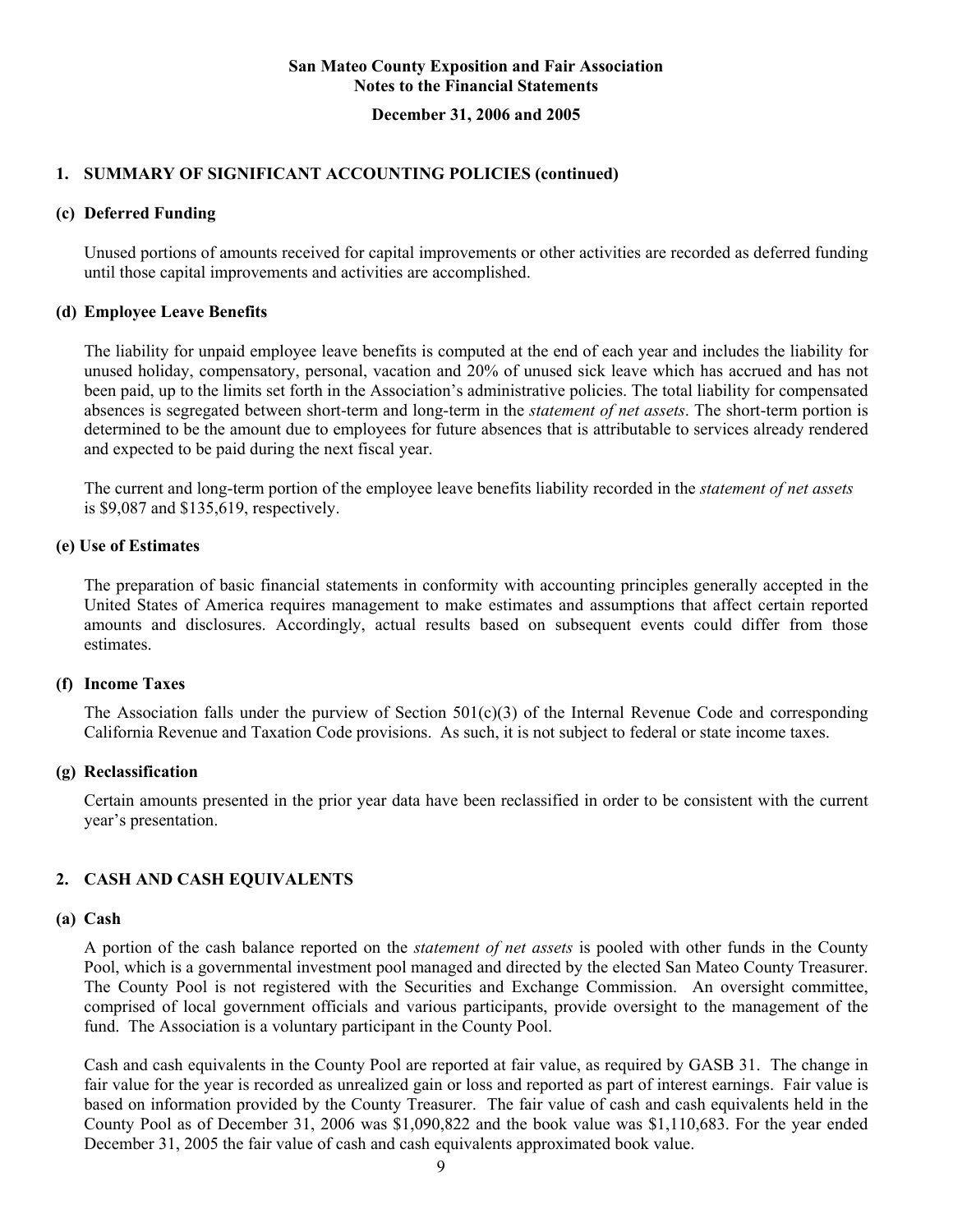**San Mateo County Exposition and Fair Association**
**Notes to the Financial Statements**
**December 31, 2006 and 2005**

## 1. SUMMARY OF SIGNIFICANT ACCOUNTING POLICIES (continued)

### (c) Deferred Funding

Unused portions of amounts received for capital improvements or other activities are recorded as deferred funding until those capital improvements and activities are accomplished.

### (d) Employee Leave Benefits

The liability for unpaid employee leave benefits is computed at the end of each year and includes the liability for unused holiday, compensatory, personal, vacation and 20% of unused sick leave which has accrued and has not been paid, up to the limits set forth in the Association's administrative policies. The total liability for compensated absences is segregated between short-term and long-term in the *statement of net assets*. The short-term portion is determined to be the amount due to employees for future absences that is attributable to services already rendered and expected to be paid during the next fiscal year.

The current and long-term portion of the employee leave benefits liability recorded in the *statement of net assets* is $9,087 and $135,619, respectively.

### (e) Use of Estimates

The preparation of basic financial statements in conformity with accounting principles generally accepted in the United States of America requires management to make estimates and assumptions that affect certain reported amounts and disclosures. Accordingly, actual results based on subsequent events could differ from those estimates.

### (f) Income Taxes

The Association falls under the purview of Section 501(c)(3) of the Internal Revenue Code and corresponding California Revenue and Taxation Code provisions. As such, it is not subject to federal or state income taxes.

### (g) Reclassification

Certain amounts presented in the prior year data have been reclassified in order to be consistent with the current year's presentation.

## 2. CASH AND CASH EQUIVALENTS

### (a) Cash

A portion of the cash balance reported on the *statement of net assets* is pooled with other funds in the County Pool, which is a governmental investment pool managed and directed by the elected San Mateo County Treasurer. The County Pool is not registered with the Securities and Exchange Commission. An oversight committee, comprised of local government officials and various participants, provide oversight to the management of the fund. The Association is a voluntary participant in the County Pool.

Cash and cash equivalents in the County Pool are reported at fair value, as required by GASB 31. The change in fair value for the year is recorded as unrealized gain or loss and reported as part of interest earnings. Fair value is based on information provided by the County Treasurer. The fair value of cash and cash equivalents held in the County Pool as of December 31, 2006 was $1,090,822 and the book value was $1,110,683. For the year ended December 31, 2005 the fair value of cash and cash equivalents approximated book value.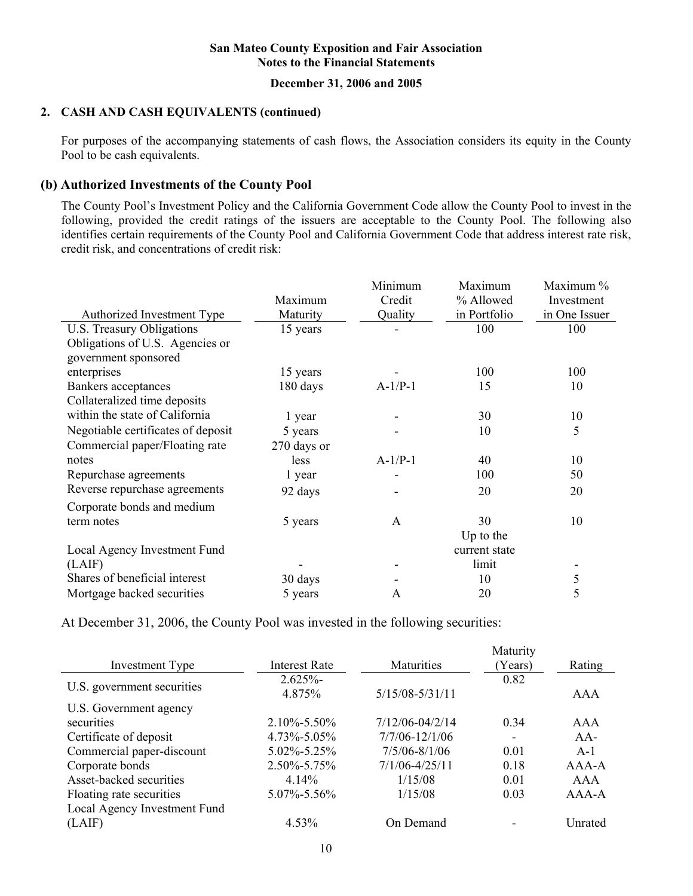**San Mateo County Exposition and Fair Association**
**Notes to the Financial Statements**

**December 31, 2006 and 2005**

## 2. CASH AND CASH EQUIVALENTS (continued)

For purposes of the accompanying statements of cash flows, the Association considers its equity in the County Pool to be cash equivalents.

### (b) Authorized Investments of the County Pool

The County Pool's Investment Policy and the California Government Code allow the County Pool to invest in the following, provided the credit ratings of the issuers are acceptable to the County Pool. The following also identifies certain requirements of the County Pool and California Government Code that address interest rate risk, credit risk, and concentrations of credit risk:

| Authorized Investment Type | Maximum Maturity | Minimum Credit Quality | Maximum % Allowed in Portfolio | Maximum % Investment in One Issuer |
|---|---|---|---|---|
| U.S. Treasury Obligations | 15 years | - | 100 | 100 |
| Obligations of U.S. Agencies or government sponsored enterprises | 15 years | - | 100 | 100 |
| Bankers acceptances | 180 days | A-1/P-1 | 15 | 10 |
| Collateralized time deposits within the state of California | 1 year | - | 30 | 10 |
| Negotiable certificates of deposit | 5 years | - | 10 | 5 |
| Commercial paper/Floating rate notes | 270 days or less | A-1/P-1 | 40 | 10 |
| Repurchase agreements | 1 year | - | 100 | 50 |
| Reverse repurchase agreements | 92 days | - | 20 | 20 |
| Corporate bonds and medium term notes | 5 years | A | 30 | 10 |
| Local Agency Investment Fund (LAIF) | - | - | Up to the current state limit | - |
| Shares of beneficial interest | 30 days | - | 10 | 5 |
| Mortgage backed securities | 5 years | A | 20 | 5 |

At December 31, 2006, the County Pool was invested in the following securities:

| Investment Type | Interest Rate | Maturities | Maturity (Years) | Rating |
|---|---|---|---|---|
| U.S. government securities | 2.625%-4.875% | 5/15/08-5/31/11 | 0.82 | AAA |
| U.S. Government agency securities | 2.10%-5.50% | 7/12/06-04/2/14 | 0.34 | AAA |
| Certificate of deposit | 4.73%-5.05% | 7/7/06-12/1/06 | - | AA- |
| Commercial paper-discount | 5.02%-5.25% | 7/5/06-8/1/06 | 0.01 | A-1 |
| Corporate bonds | 2.50%-5.75% | 7/1/06-4/25/11 | 0.18 | AAA-A |
| Asset-backed securities | 4.14% | 1/15/08 | 0.01 | AAA |
| Floating rate securities | 5.07%-5.56% | 1/15/08 | 0.03 | AAA-A |
| Local Agency Investment Fund (LAIF) | 4.53% | On Demand | - | Unrated |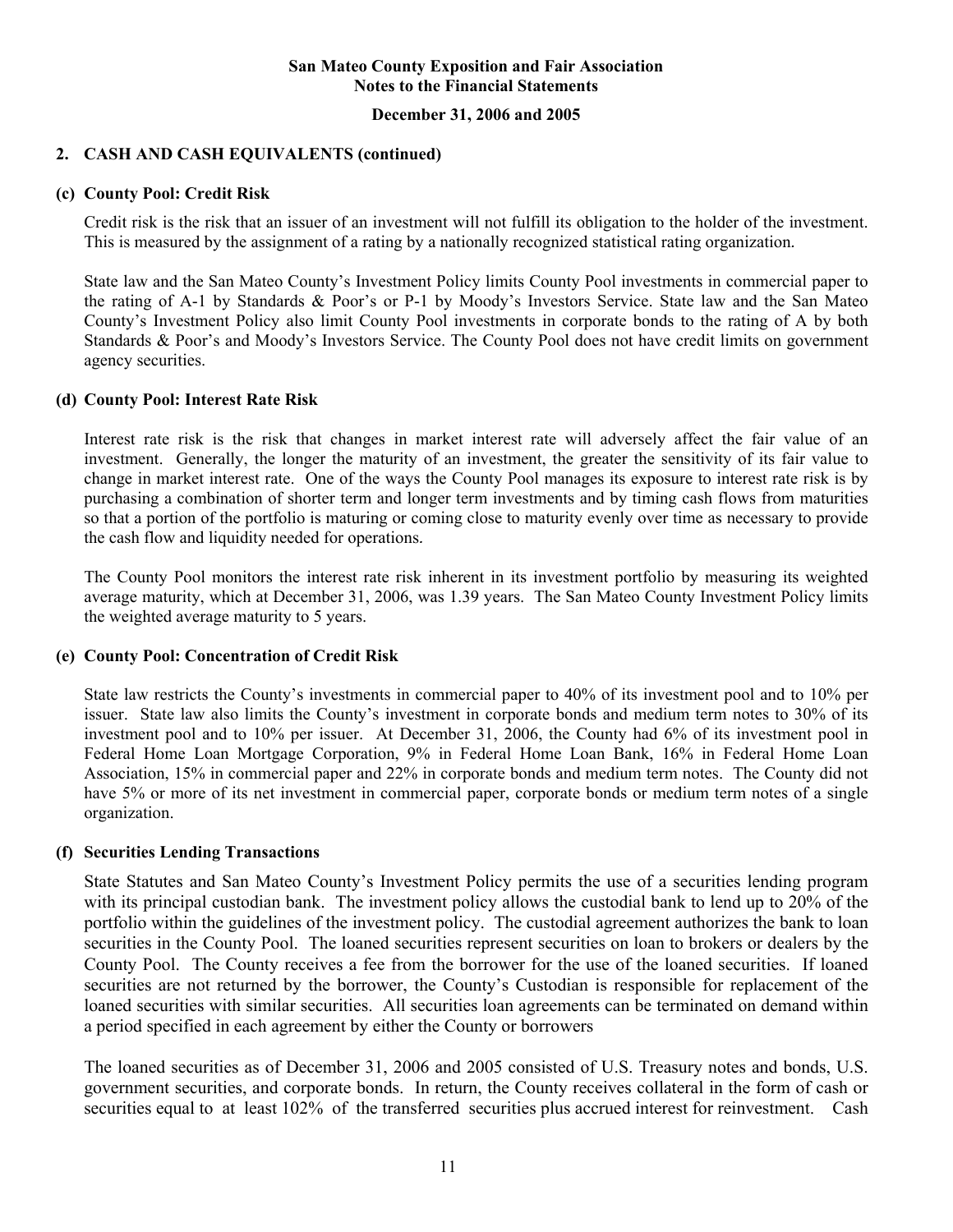## 2. CASH AND CASH EQUIVALENTS (continued)

### (c) County Pool: Credit Risk

Credit risk is the risk that an issuer of an investment will not fulfill its obligation to the holder of the investment. This is measured by the assignment of a rating by a nationally recognized statistical rating organization.

State law and the San Mateo County's Investment Policy limits County Pool investments in commercial paper to the rating of A-1 by Standards & Poor's or P-1 by Moody's Investors Service. State law and the San Mateo County's Investment Policy also limit County Pool investments in corporate bonds to the rating of A by both Standards & Poor's and Moody's Investors Service. The County Pool does not have credit limits on government agency securities.

### (d) County Pool: Interest Rate Risk

Interest rate risk is the risk that changes in market interest rate will adversely affect the fair value of an investment. Generally, the longer the maturity of an investment, the greater the sensitivity of its fair value to change in market interest rate. One of the ways the County Pool manages its exposure to interest rate risk is by purchasing a combination of shorter term and longer term investments and by timing cash flows from maturities so that a portion of the portfolio is maturing or coming close to maturity evenly over time as necessary to provide the cash flow and liquidity needed for operations.

The County Pool monitors the interest rate risk inherent in its investment portfolio by measuring its weighted average maturity, which at December 31, 2006, was 1.39 years. The San Mateo County Investment Policy limits the weighted average maturity to 5 years.

### (e) County Pool: Concentration of Credit Risk

State law restricts the County's investments in commercial paper to 40% of its investment pool and to 10% per issuer. State law also limits the County's investment in corporate bonds and medium term notes to 30% of its investment pool and to 10% per issuer. At December 31, 2006, the County had 6% of its investment pool in Federal Home Loan Mortgage Corporation, 9% in Federal Home Loan Bank, 16% in Federal Home Loan Association, 15% in commercial paper and 22% in corporate bonds and medium term notes. The County did not have 5% or more of its net investment in commercial paper, corporate bonds or medium term notes of a single organization.

### (f) Securities Lending Transactions

State Statutes and San Mateo County's Investment Policy permits the use of a securities lending program with its principal custodian bank. The investment policy allows the custodial bank to lend up to 20% of the portfolio within the guidelines of the investment policy. The custodial agreement authorizes the bank to loan securities in the County Pool. The loaned securities represent securities on loan to brokers or dealers by the County Pool. The County receives a fee from the borrower for the use of the loaned securities. If loaned securities are not returned by the borrower, the County's Custodian is responsible for replacement of the loaned securities with similar securities. All securities loan agreements can be terminated on demand within a period specified in each agreement by either the County or borrowers

The loaned securities as of December 31, 2006 and 2005 consisted of U.S. Treasury notes and bonds, U.S. government securities, and corporate bonds. In return, the County receives collateral in the form of cash or securities equal to at least 102% of the transferred securities plus accrued interest for reinvestment. Cash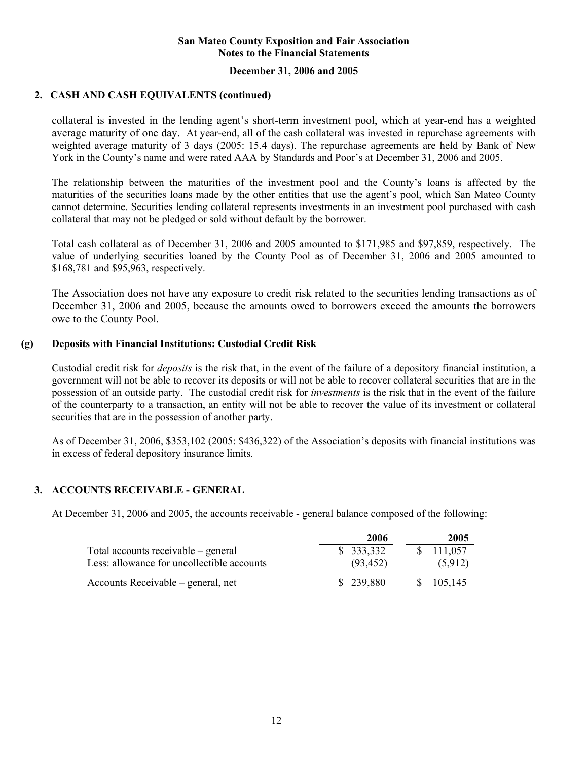## 2. CASH AND CASH EQUIVALENTS (continued)

collateral is invested in the lending agent's short-term investment pool, which at year-end has a weighted average maturity of one day. At year-end, all of the cash collateral was invested in repurchase agreements with weighted average maturity of 3 days (2005: 15.4 days). The repurchase agreements are held by Bank of New York in the County's name and were rated AAA by Standards and Poor's at December 31, 2006 and 2005.

The relationship between the maturities of the investment pool and the County's loans is affected by the maturities of the securities loans made by the other entities that use the agent's pool, which San Mateo County cannot determine. Securities lending collateral represents investments in an investment pool purchased with cash collateral that may not be pledged or sold without default by the borrower.

Total cash collateral as of December 31, 2006 and 2005 amounted to $171,985 and $97,859, respectively. The value of underlying securities loaned by the County Pool as of December 31, 2006 and 2005 amounted to $168,781 and $95,963, respectively.

The Association does not have any exposure to credit risk related to the securities lending transactions as of December 31, 2006 and 2005, because the amounts owed to borrowers exceed the amounts the borrowers owe to the County Pool.

### (g) Deposits with Financial Institutions: Custodial Credit Risk

Custodial credit risk for *deposits* is the risk that, in the event of the failure of a depository financial institution, a government will not be able to recover its deposits or will not be able to recover collateral securities that are in the possession of an outside party. The custodial credit risk for *investments* is the risk that in the event of the failure of the counterparty to a transaction, an entity will not be able to recover the value of its investment or collateral securities that are in the possession of another party.

As of December 31, 2006, $353,102 (2005: $436,322) of the Association's deposits with financial institutions was in excess of federal depository insurance limits.

## 3. ACCOUNTS RECEIVABLE - GENERAL

At December 31, 2006 and 2005, the accounts receivable - general balance composed of the following:

| | 2006 | 2005 |
|---|---|---|
| Total accounts receivable – general | $ 333,332 | $ 111,057 |
| Less: allowance for uncollectible accounts | (93,452) | (5,912) |
| Accounts Receivable – general, net | $ 239,880 | $ 105,145 |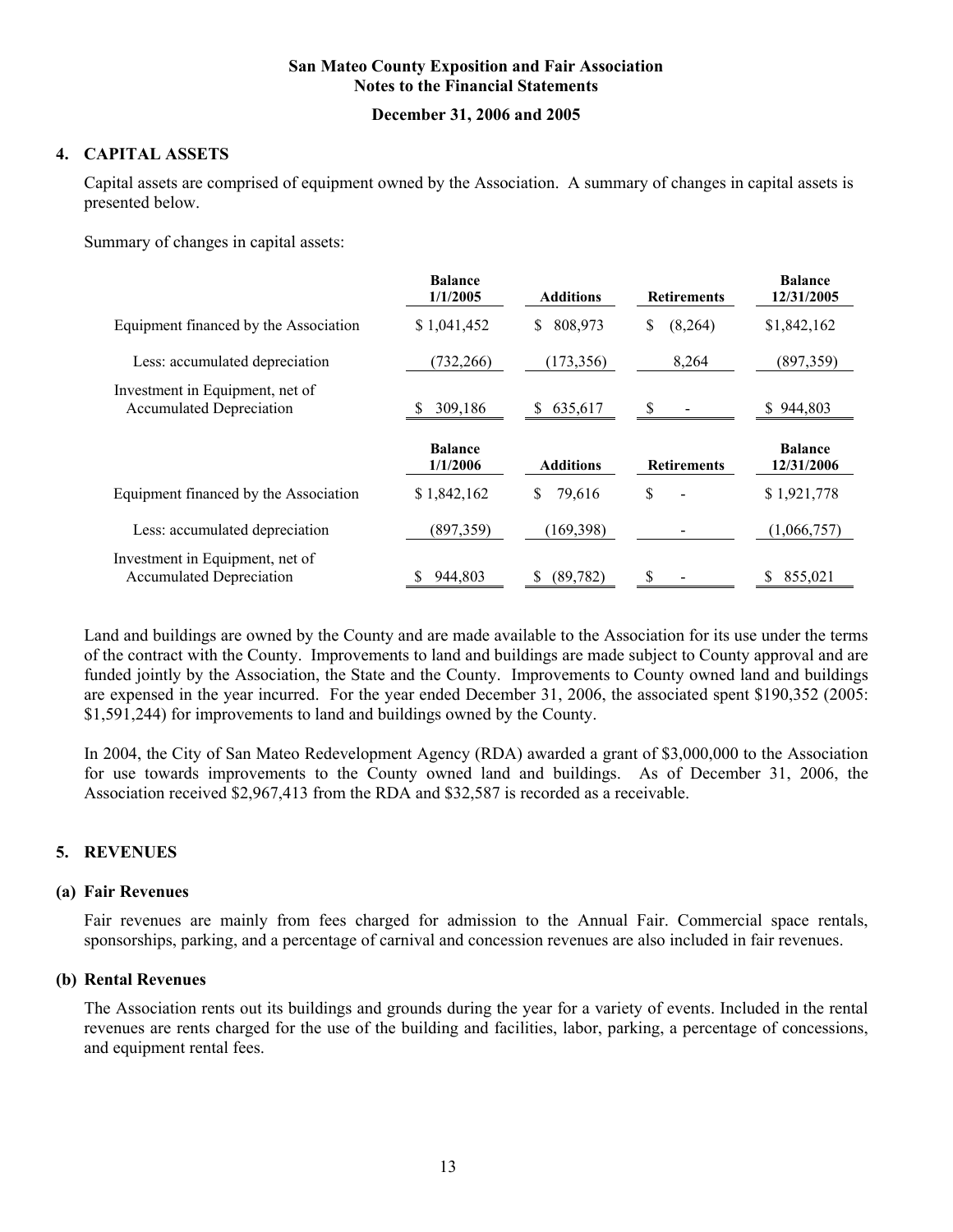San Mateo County Exposition and Fair Association
Notes to the Financial Statements

December 31, 2006 and 2005

## 4. CAPITAL ASSETS

Capital assets are comprised of equipment owned by the Association. A summary of changes in capital assets is presented below.

Summary of changes in capital assets:

| | Balance 1/1/2005 | Additions | Retirements | Balance 12/31/2005 |
|---|---|---|---|---|
| Equipment financed by the Association | $ 1,041,452 | $ 808,973 | $ (8,264) | $1,842,162 |
| Less: accumulated depreciation | (732,266) | (173,356) | 8,264 | (897,359) |
| Investment in Equipment, net of Accumulated Depreciation | $ 309,186 | $ 635,617 | $ - | $ 944,803 |

| | Balance 1/1/2006 | Additions | Retirements | Balance 12/31/2006 |
|---|---|---|---|---|
| Equipment financed by the Association | $ 1,842,162 | $ 79,616 | $ - | $ 1,921,778 |
| Less: accumulated depreciation | (897,359) | (169,398) | - | (1,066,757) |
| Investment in Equipment, net of Accumulated Depreciation | $ 944,803 | $ (89,782) | $ - | $ 855,021 |

Land and buildings are owned by the County and are made available to the Association for its use under the terms of the contract with the County. Improvements to land and buildings are made subject to County approval and are funded jointly by the Association, the State and the County. Improvements to County owned land and buildings are expensed in the year incurred. For the year ended December 31, 2006, the associated spent $190,352 (2005: $1,591,244) for improvements to land and buildings owned by the County.

In 2004, the City of San Mateo Redevelopment Agency (RDA) awarded a grant of $3,000,000 to the Association for use towards improvements to the County owned land and buildings. As of December 31, 2006, the Association received $2,967,413 from the RDA and $32,587 is recorded as a receivable.

## 5. REVENUES

### (a) Fair Revenues

Fair revenues are mainly from fees charged for admission to the Annual Fair. Commercial space rentals, sponsorships, parking, and a percentage of carnival and concession revenues are also included in fair revenues.

### (b) Rental Revenues

The Association rents out its buildings and grounds during the year for a variety of events. Included in the rental revenues are rents charged for the use of the building and facilities, labor, parking, a percentage of concessions, and equipment rental fees.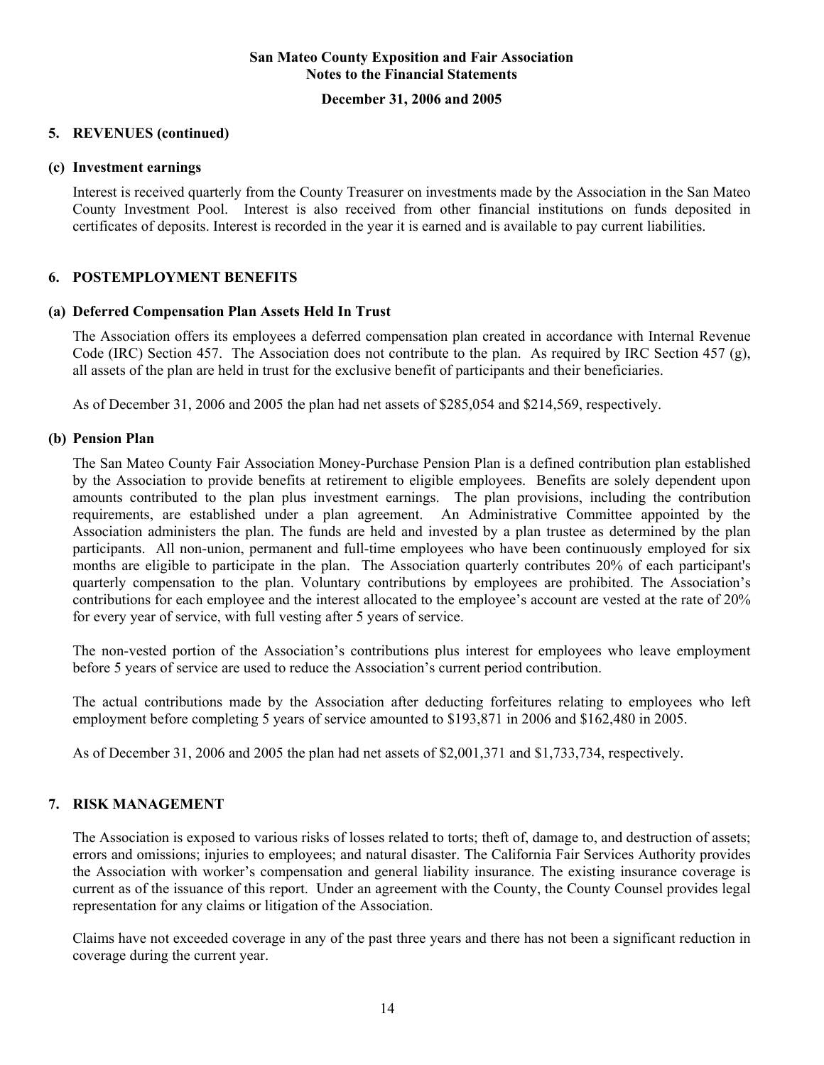## 5. REVENUES (continued)

### (c) Investment earnings

Interest is received quarterly from the County Treasurer on investments made by the Association in the San Mateo County Investment Pool. Interest is also received from other financial institutions on funds deposited in certificates of deposits. Interest is recorded in the year it is earned and is available to pay current liabilities.

## 6. POSTEMPLOYMENT BENEFITS

### (a) Deferred Compensation Plan Assets Held In Trust

The Association offers its employees a deferred compensation plan created in accordance with Internal Revenue Code (IRC) Section 457. The Association does not contribute to the plan. As required by IRC Section 457 (g), all assets of the plan are held in trust for the exclusive benefit of participants and their beneficiaries.

As of December 31, 2006 and 2005 the plan had net assets of $285,054 and $214,569, respectively.

### (b) Pension Plan

The San Mateo County Fair Association Money-Purchase Pension Plan is a defined contribution plan established by the Association to provide benefits at retirement to eligible employees. Benefits are solely dependent upon amounts contributed to the plan plus investment earnings. The plan provisions, including the contribution requirements, are established under a plan agreement. An Administrative Committee appointed by the Association administers the plan. The funds are held and invested by a plan trustee as determined by the plan participants. All non-union, permanent and full-time employees who have been continuously employed for six months are eligible to participate in the plan. The Association quarterly contributes 20% of each participant's quarterly compensation to the plan. Voluntary contributions by employees are prohibited. The Association's contributions for each employee and the interest allocated to the employee's account are vested at the rate of 20% for every year of service, with full vesting after 5 years of service.

The non-vested portion of the Association's contributions plus interest for employees who leave employment before 5 years of service are used to reduce the Association's current period contribution.

The actual contributions made by the Association after deducting forfeitures relating to employees who left employment before completing 5 years of service amounted to $193,871 in 2006 and $162,480 in 2005.

As of December 31, 2006 and 2005 the plan had net assets of $2,001,371 and $1,733,734, respectively.

## 7. RISK MANAGEMENT

The Association is exposed to various risks of losses related to torts; theft of, damage to, and destruction of assets; errors and omissions; injuries to employees; and natural disaster. The California Fair Services Authority provides the Association with worker's compensation and general liability insurance. The existing insurance coverage is current as of the issuance of this report. Under an agreement with the County, the County Counsel provides legal representation for any claims or litigation of the Association.

Claims have not exceeded coverage in any of the past three years and there has not been a significant reduction in coverage during the current year.